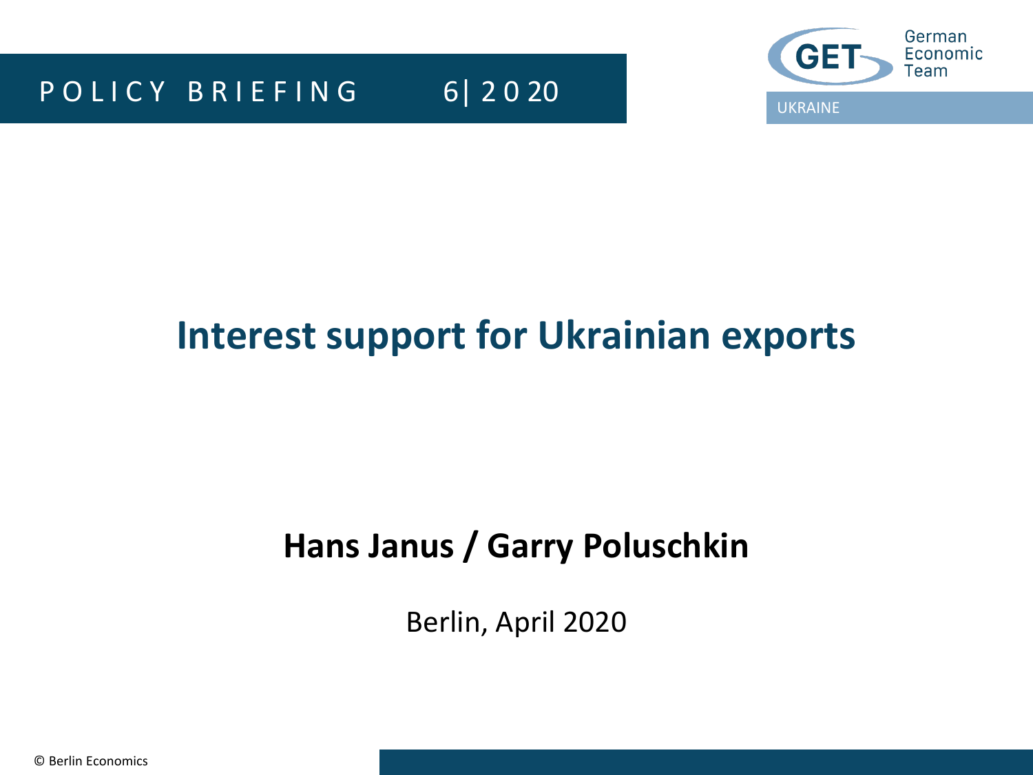POLICY BRIEFING 6| 2020

German Economic Team

UKRAINE

# Interest support for Ukrainian exports

**Hans Janus / Garry Poluschkin**

Berlin, April 2020

© Berlin Economics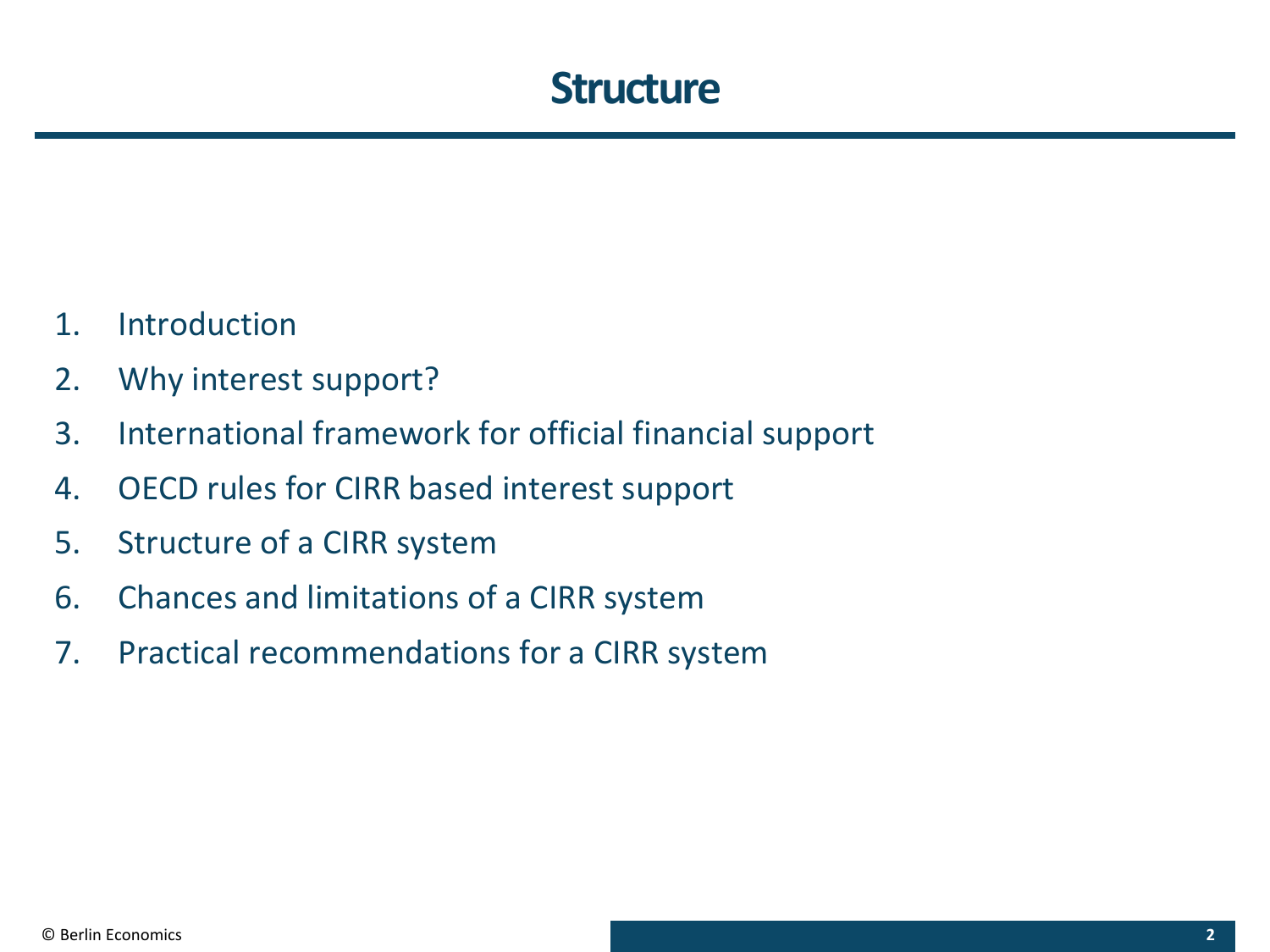# Structure

1. Introduction
2. Why interest support?
3. International framework for official financial support
4. OECD rules for CIRR based interest support
5. Structure of a CIRR system
6. Chances and limitations of a CIRR system
7. Practical recommendations for a CIRR system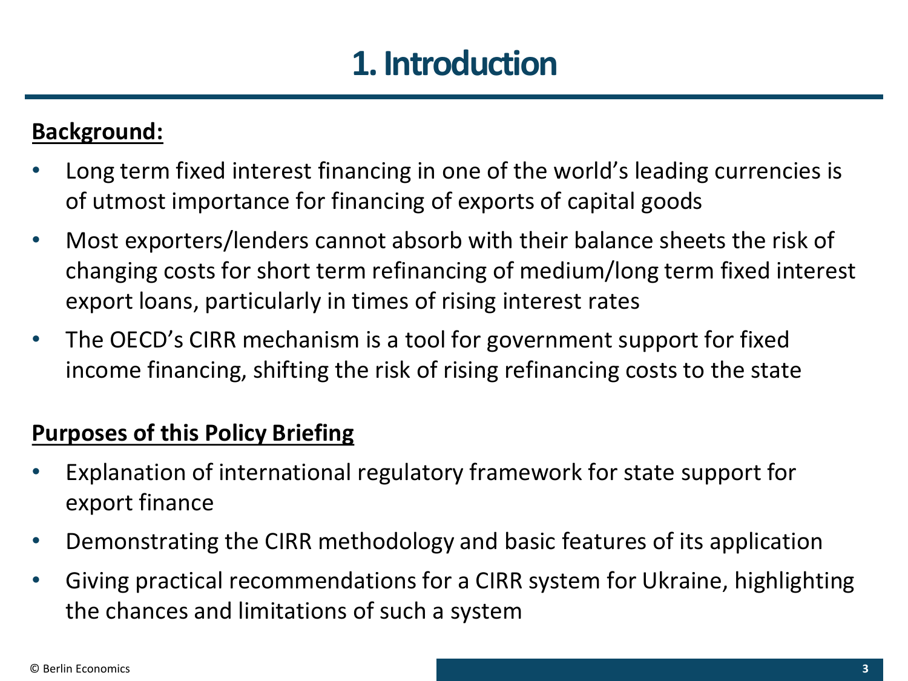# 1. Introduction

**Background:**

- Long term fixed interest financing in one of the world's leading currencies is of utmost importance for financing of exports of capital goods
- Most exporters/lenders cannot absorb with their balance sheets the risk of changing costs for short term refinancing of medium/long term fixed interest export loans, particularly in times of rising interest rates
- The OECD's CIRR mechanism is a tool for government support for fixed income financing, shifting the risk of rising refinancing costs to the state

**Purposes of this Policy Briefing**

- Explanation of international regulatory framework for state support for export finance
- Demonstrating the CIRR methodology and basic features of its application
- Giving practical recommendations for a CIRR system for Ukraine, highlighting the chances and limitations of such a system

© Berlin Economics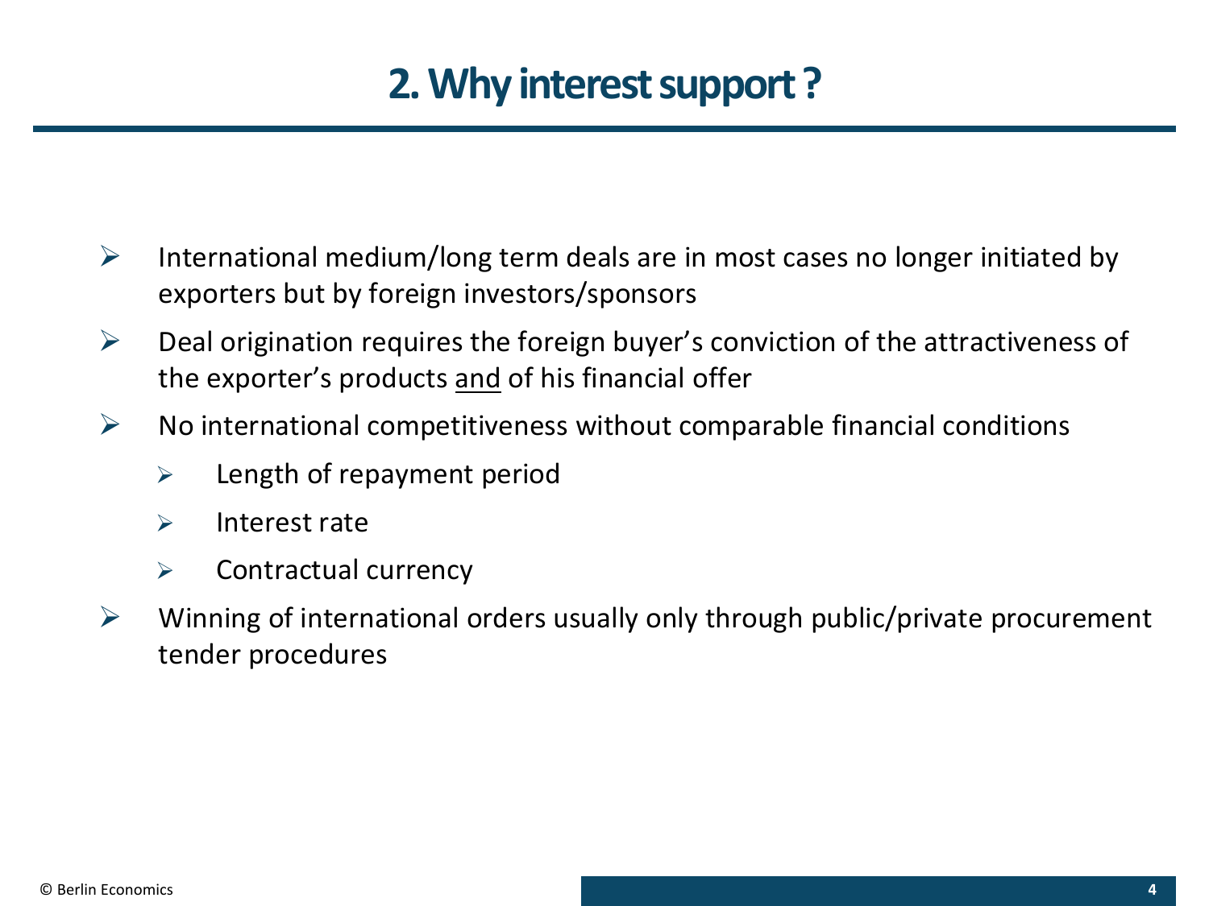# 2. Why interest support ?

- International medium/long term deals are in most cases no longer initiated by exporters but by foreign investors/sponsors
- Deal origination requires the foreign buyer's conviction of the attractiveness of the exporter's products <u>and</u> of his financial offer
- No international competitiveness without comparable financial conditions
  - Length of repayment period
  - Interest rate
  - Contractual currency
- Winning of international orders usually only through public/private procurement tender procedures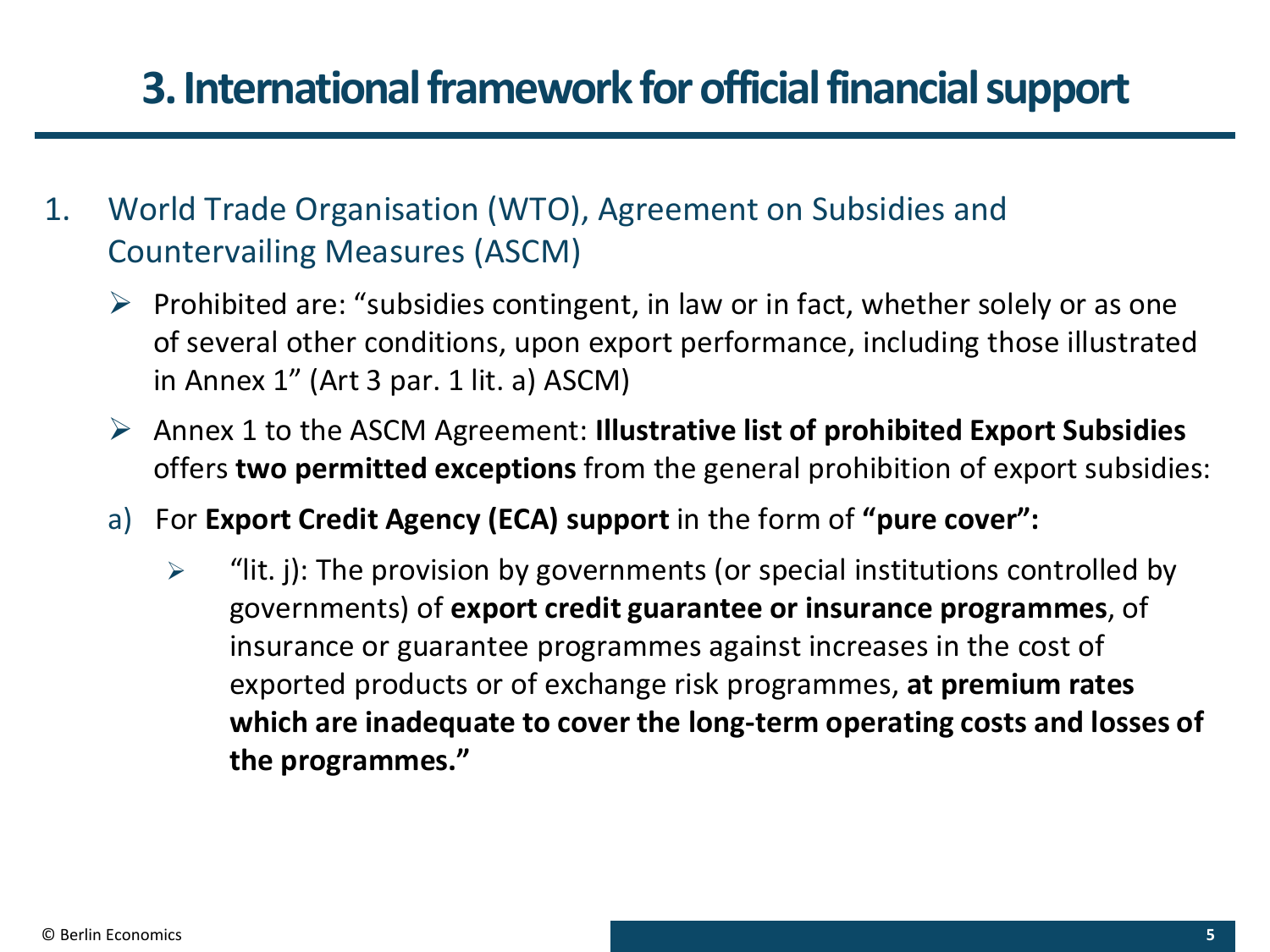# 3. International framework for official financial support

1. World Trade Organisation (WTO), Agreement on Subsidies and Countervailing Measures (ASCM)

   - Prohibited are: "subsidies contingent, in law or in fact, whether solely or as one of several other conditions, upon export performance, including those illustrated in Annex 1" (Art 3 par. 1 lit. a) ASCM)
   - Annex 1 to the ASCM Agreement: **Illustrative list of prohibited Export Subsidies** offers **two permitted exceptions** from the general prohibition of export subsidies:

   a) For **Export Credit Agency (ECA) support** in the form of **"pure cover":**

      - "lit. j): The provision by governments (or special institutions controlled by governments) of **export credit guarantee or insurance programmes**, of insurance or guarantee programmes against increases in the cost of exported products or of exchange risk programmes, **at premium rates which are inadequate to cover the long-term operating costs and losses of the programmes."**

© Berlin Economics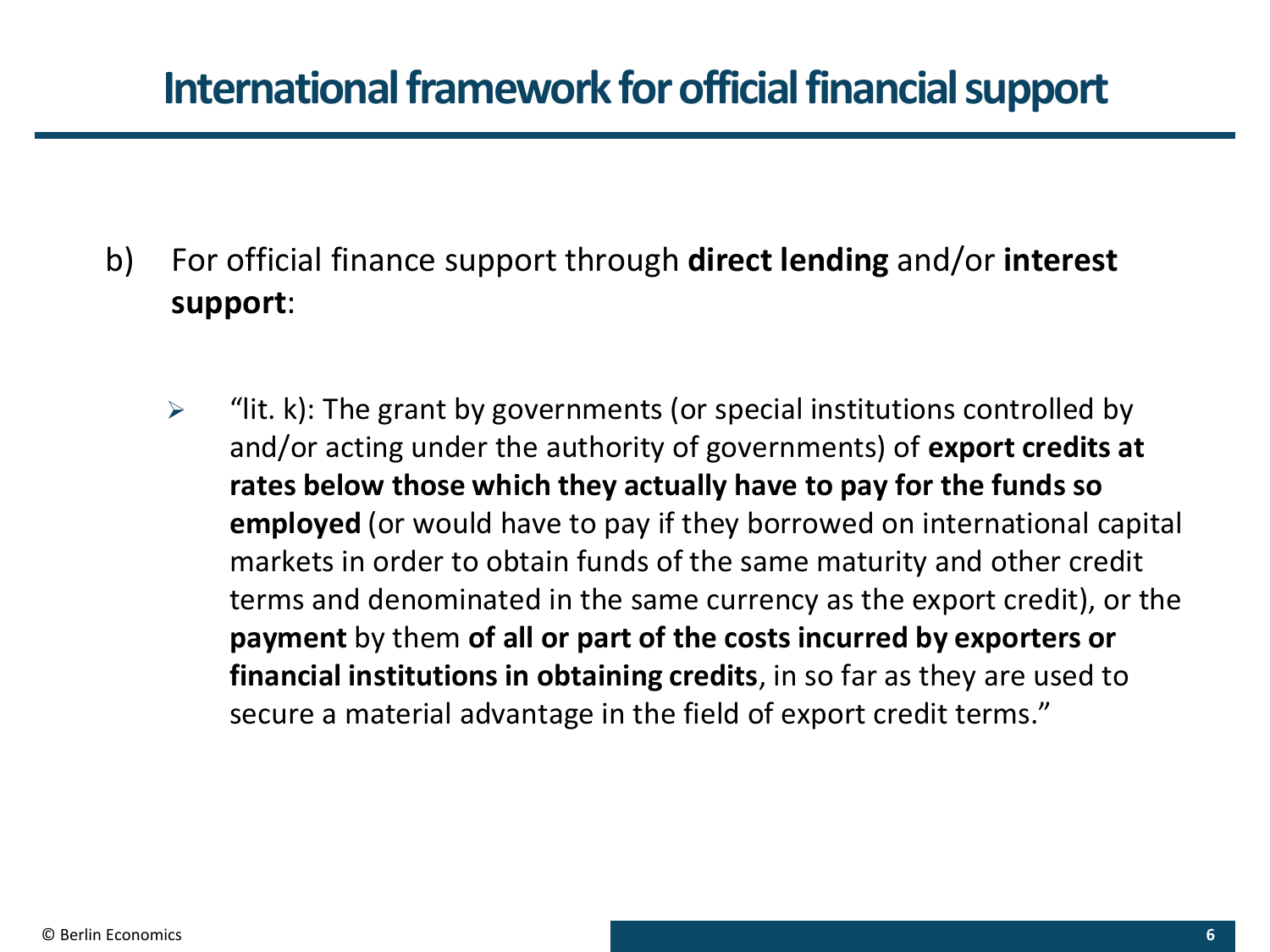# International framework for official financial support

b) For official finance support through **direct lending** and/or **interest support**:

- "lit. k): The grant by governments (or special institutions controlled by and/or acting under the authority of governments) of **export credits at rates below those which they actually have to pay for the funds so employed** (or would have to pay if they borrowed on international capital markets in order to obtain funds of the same maturity and other credit terms and denominated in the same currency as the export credit), or the **payment** by them **of all or part of the costs incurred by exporters or financial institutions in obtaining credits**, in so far as they are used to secure a material advantage in the field of export credit terms."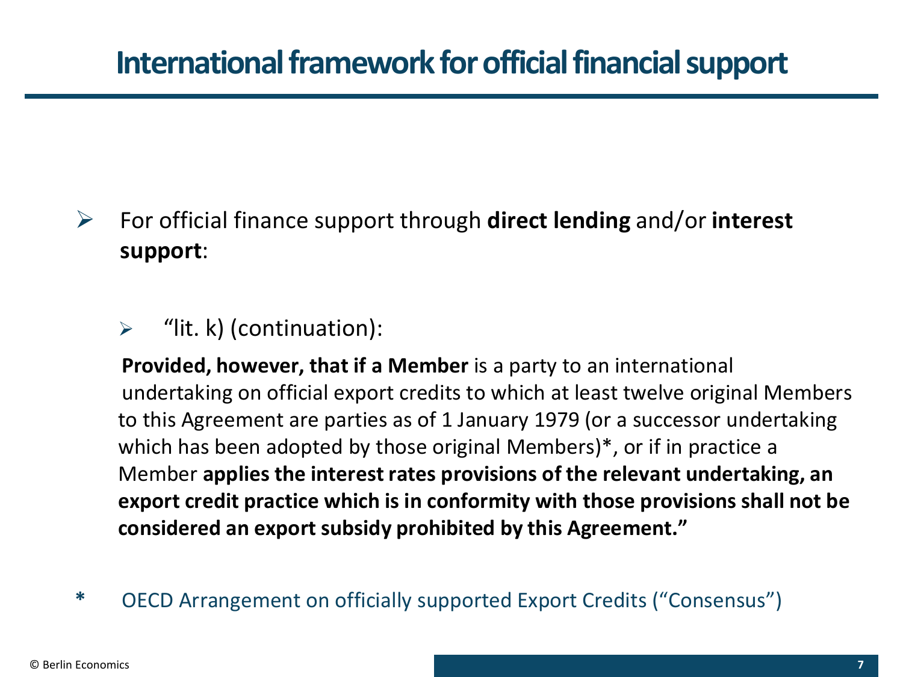# International framework for official financial support

- For official finance support through **direct lending** and/or **interest support**:

  - "lit. k) (continuation):

    **Provided, however, that if a Member** is a party to an international undertaking on official export credits to which at least twelve original Members to this Agreement are parties as of 1 January 1979 (or a successor undertaking which has been adopted by those original Members)*, or if in practice a Member **applies the interest rates provisions of the relevant undertaking, an export credit practice which is in conformity with those provisions shall not be considered an export subsidy prohibited by this Agreement."**

\* OECD Arrangement on officially supported Export Credits ("Consensus")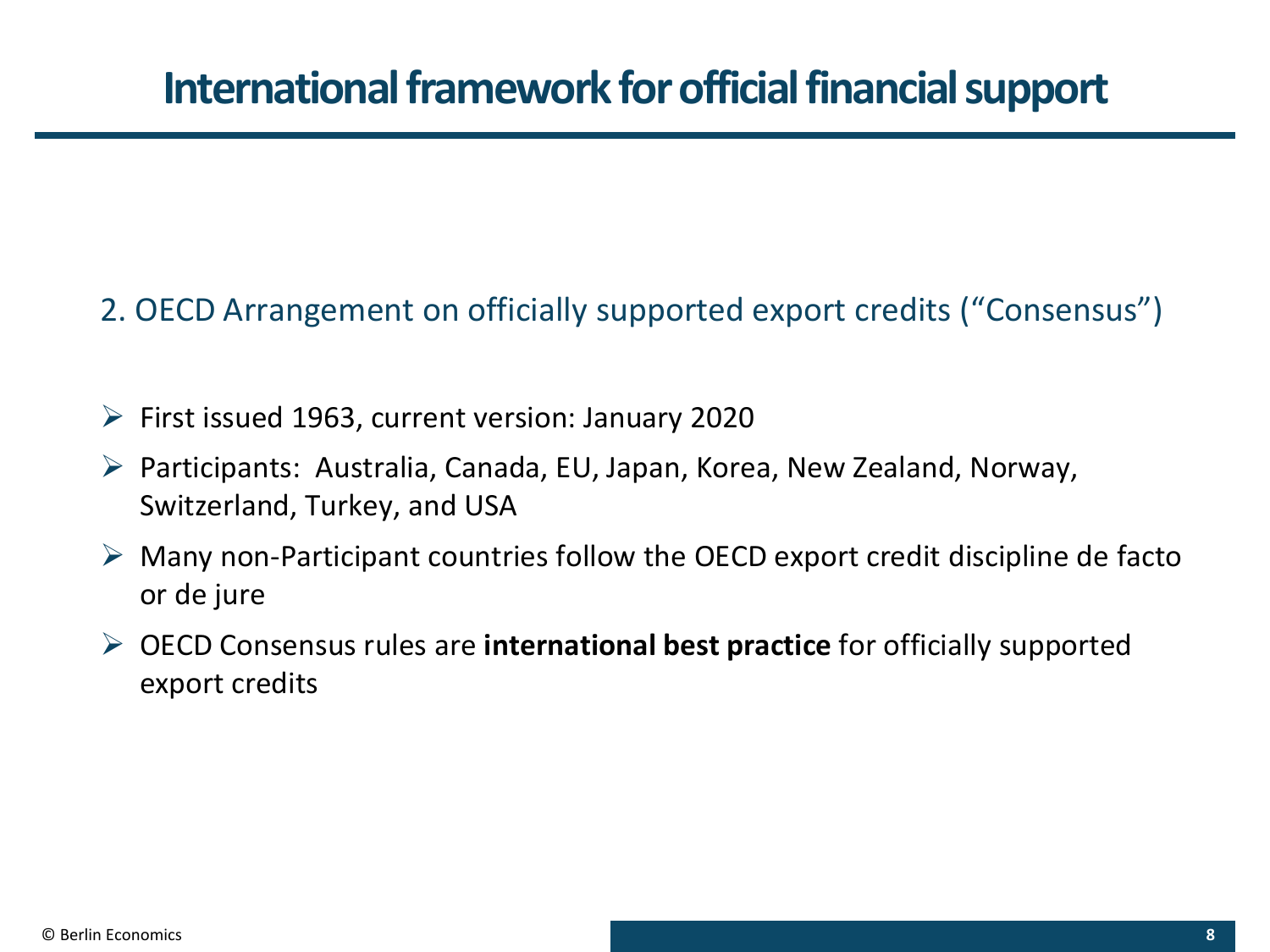# International framework for official financial support

## 2. OECD Arrangement on officially supported export credits (“Consensus”)

- First issued 1963, current version: January 2020
- Participants: Australia, Canada, EU, Japan, Korea, New Zealand, Norway, Switzerland, Turkey, and USA
- Many non-Participant countries follow the OECD export credit discipline de facto or de jure
- OECD Consensus rules are **international best practice** for officially supported export credits

© Berlin Economics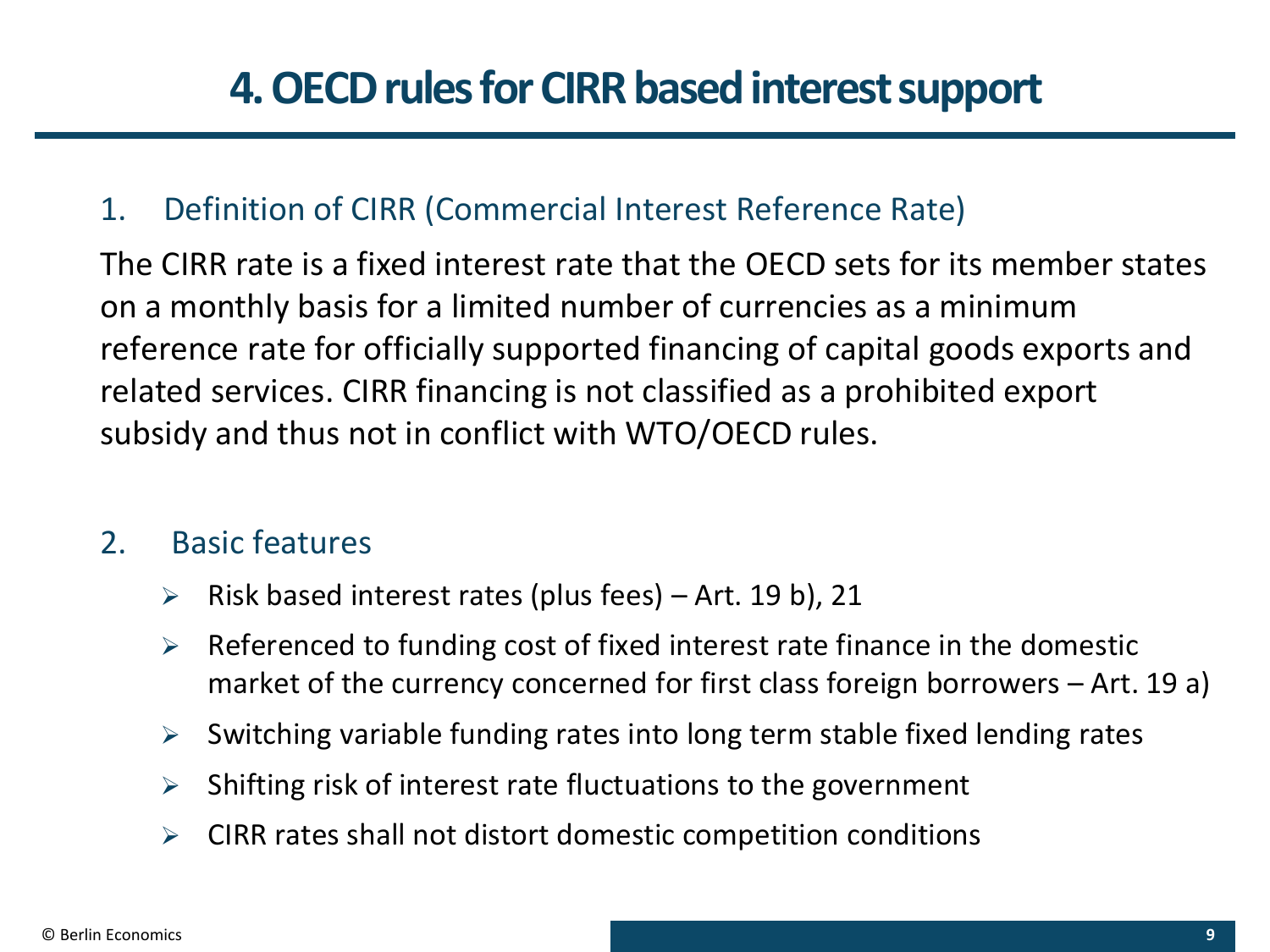# 4. OECD rules for CIRR based interest support

1. Definition of CIRR (Commercial Interest Reference Rate)

The CIRR rate is a fixed interest rate that the OECD sets for its member states on a monthly basis for a limited number of currencies as a minimum reference rate for officially supported financing of capital goods exports and related services. CIRR financing is not classified as a prohibited export subsidy and thus not in conflict with WTO/OECD rules.

2. Basic features

- Risk based interest rates (plus fees) – Art. 19 b), 21
- Referenced to funding cost of fixed interest rate finance in the domestic market of the currency concerned for first class foreign borrowers – Art. 19 a)
- Switching variable funding rates into long term stable fixed lending rates
- Shifting risk of interest rate fluctuations to the government
- CIRR rates shall not distort domestic competition conditions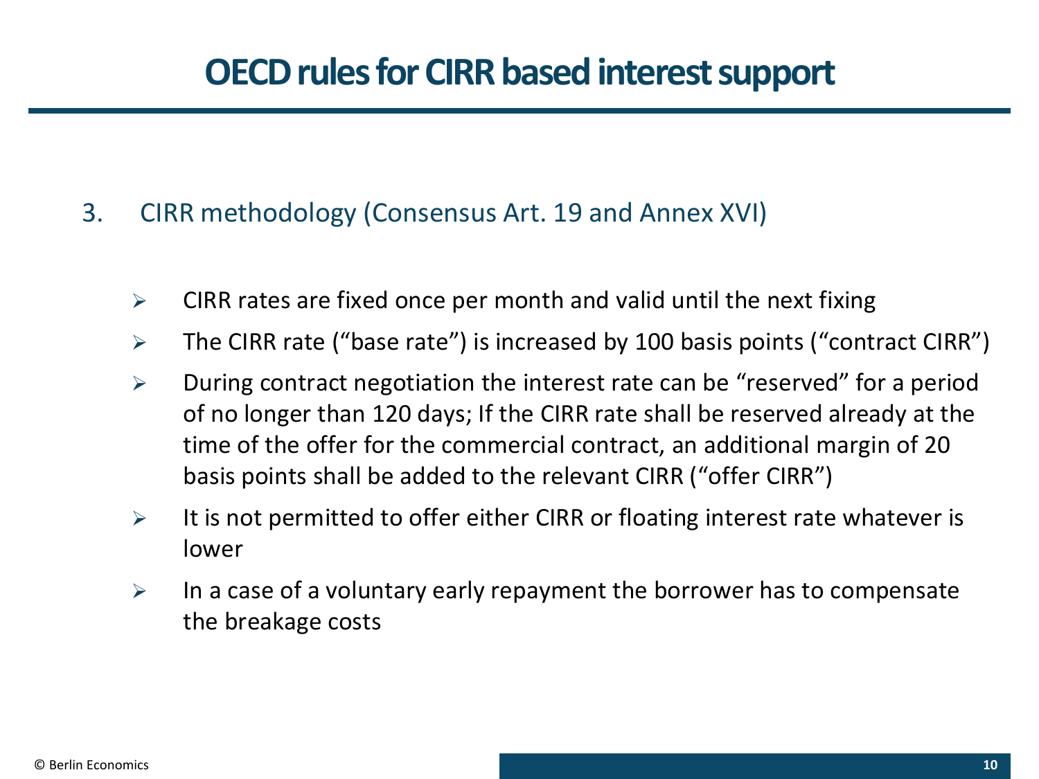# OECD rules for CIRR based interest support

3. CIRR methodology (Consensus Art. 19 and Annex XVI)

   - CIRR rates are fixed once per month and valid until the next fixing
   - The CIRR rate ("base rate") is increased by 100 basis points ("contract CIRR")
   - During contract negotiation the interest rate can be "reserved" for a period of no longer than 120 days; If the CIRR rate shall be reserved already at the time of the offer for the commercial contract, an additional margin of 20 basis points shall be added to the relevant CIRR ("offer CIRR")
   - It is not permitted to offer either CIRR or floating interest rate whatever is lower
   - In a case of a voluntary early repayment the borrower has to compensate the breakage costs

© Berlin Economics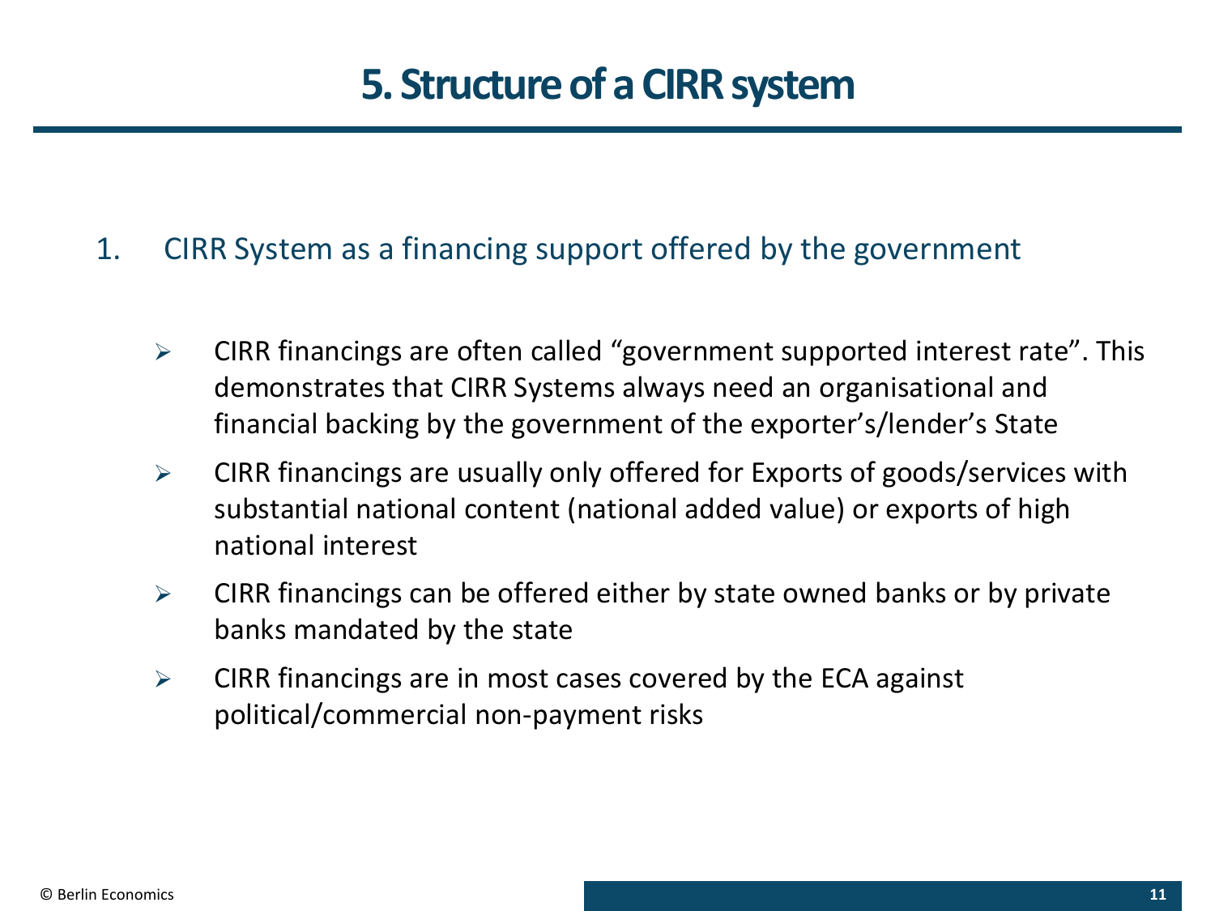# 5. Structure of a CIRR system

1. CIRR System as a financing support offered by the government

   - CIRR financings are often called "government supported interest rate". This demonstrates that CIRR Systems always need an organisational and financial backing by the government of the exporter's/lender's State
   - CIRR financings are usually only offered for Exports of goods/services with substantial national content (national added value) or exports of high national interest
   - CIRR financings can be offered either by state owned banks or by private banks mandated by the state
   - CIRR financings are in most cases covered by the ECA against political/commercial non-payment risks

© Berlin Economics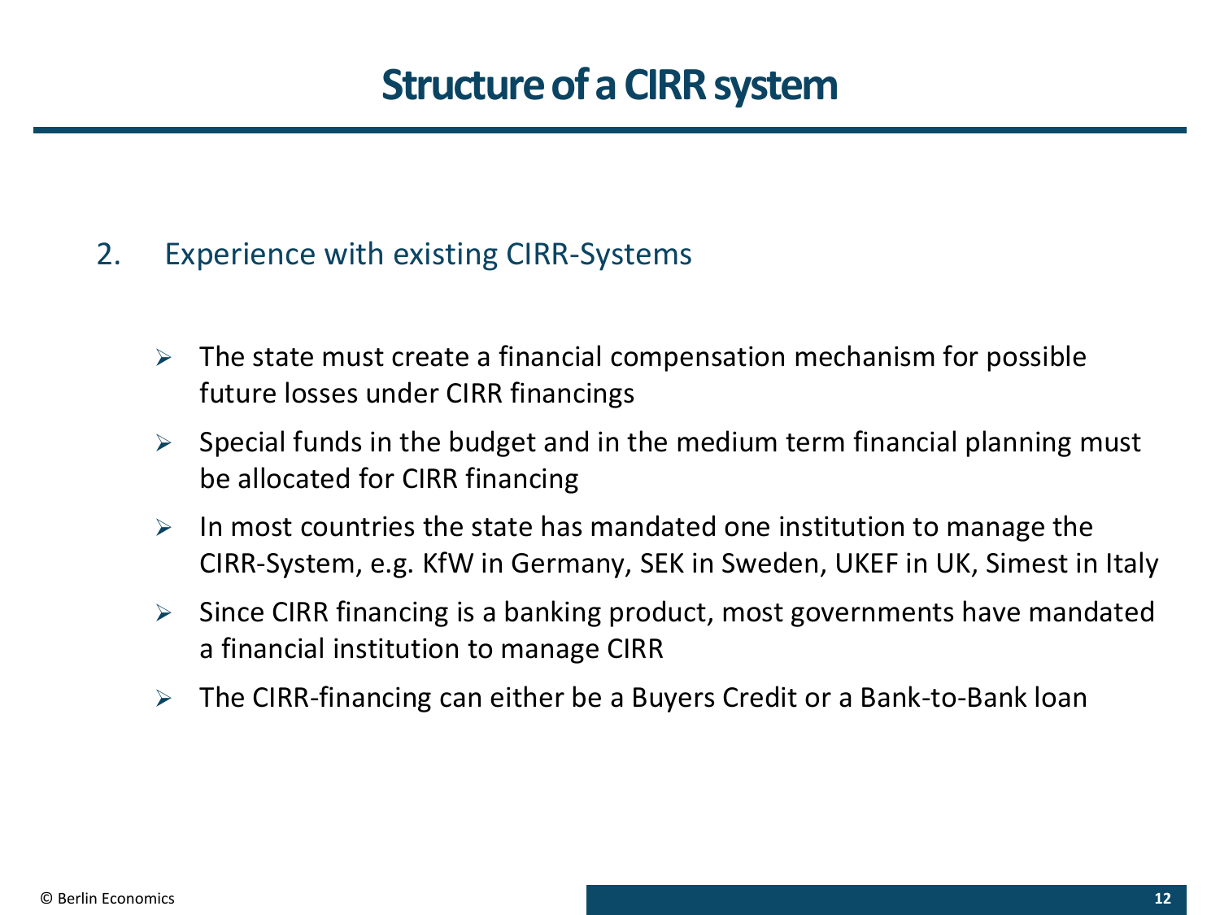# Structure of a CIRR system

2. Experience with existing CIRR-Systems

- The state must create a financial compensation mechanism for possible future losses under CIRR financings
- Special funds in the budget and in the medium term financial planning must be allocated for CIRR financing
- In most countries the state has mandated one institution to manage the CIRR-System, e.g. KfW in Germany, SEK in Sweden, UKEF in UK, Simest in Italy
- Since CIRR financing is a banking product, most governments have mandated a financial institution to manage CIRR
- The CIRR-financing can either be a Buyers Credit or a Bank-to-Bank loan

© Berlin Economics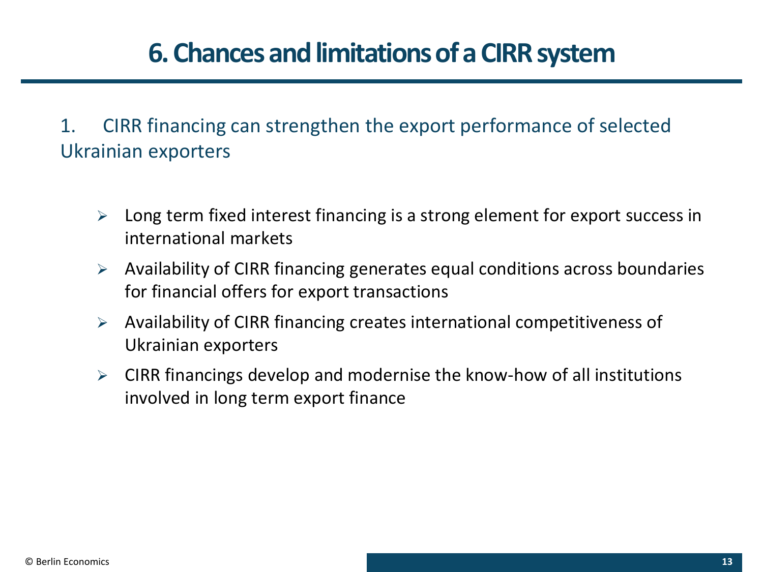# 6. Chances and limitations of a CIRR system

1. CIRR financing can strengthen the export performance of selected Ukrainian exporters

- Long term fixed interest financing is a strong element for export success in international markets
- Availability of CIRR financing generates equal conditions across boundaries for financial offers for export transactions
- Availability of CIRR financing creates international competitiveness of Ukrainian exporters
- CIRR financings develop and modernise the know-how of all institutions involved in long term export finance

© Berlin Economics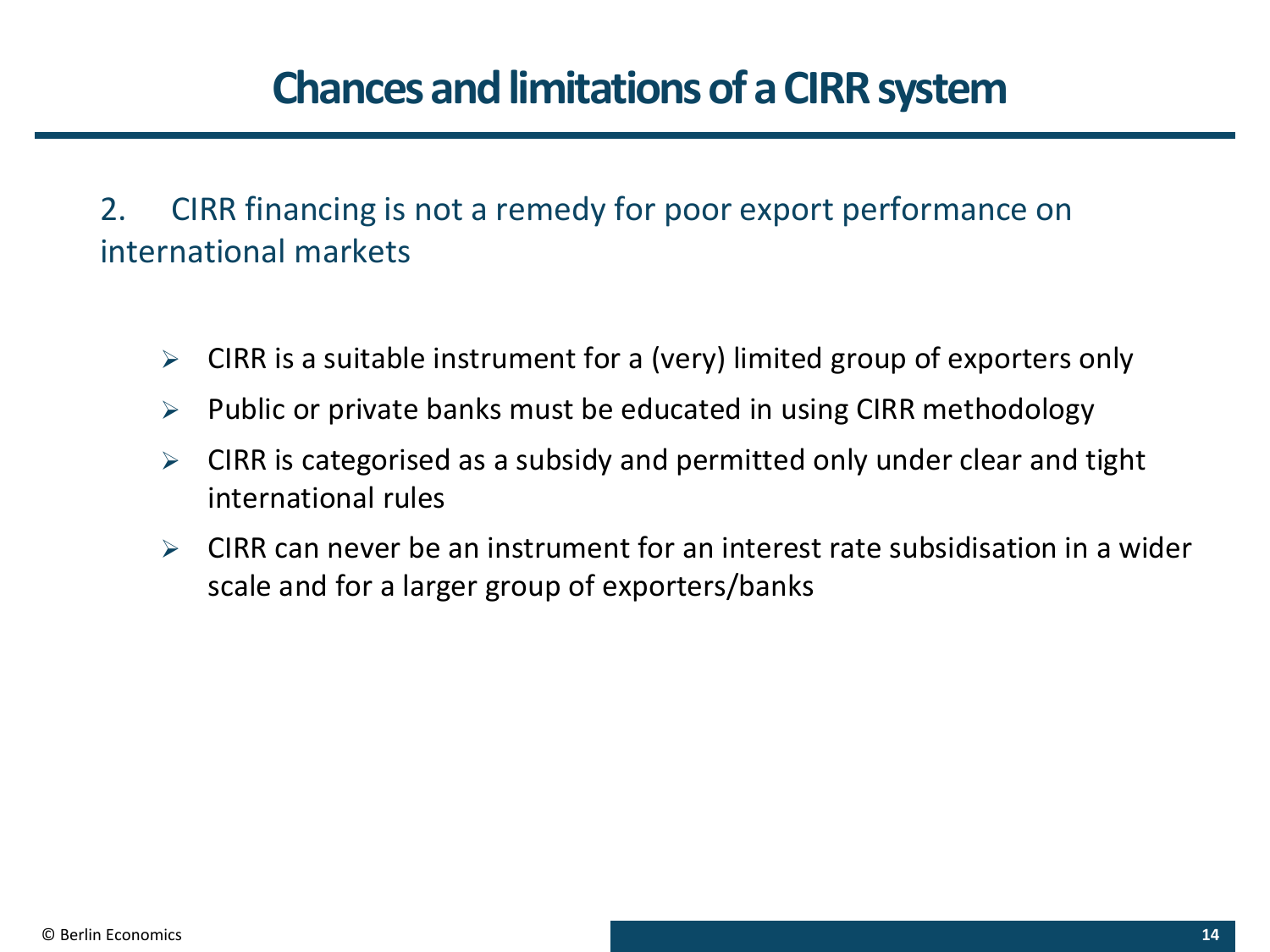# Chances and limitations of a CIRR system

2. CIRR financing is not a remedy for poor export performance on international markets

- CIRR is a suitable instrument for a (very) limited group of exporters only
- Public or private banks must be educated in using CIRR methodology
- CIRR is categorised as a subsidy and permitted only under clear and tight international rules
- CIRR can never be an instrument for an interest rate subsidisation in a wider scale and for a larger group of exporters/banks

© Berlin Economics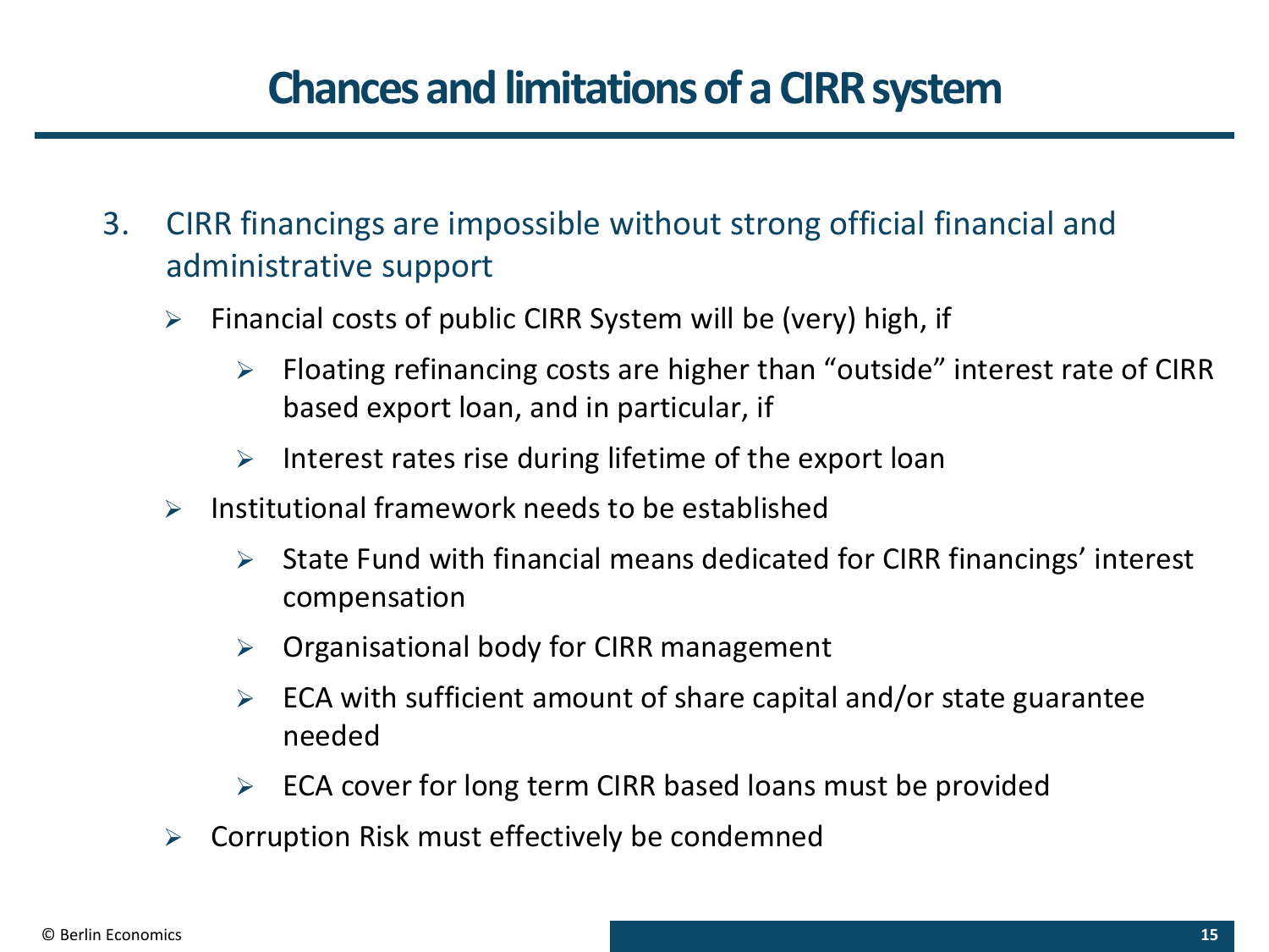# Chances and limitations of a CIRR system

3. CIRR financings are impossible without strong official financial and administrative support
   - Financial costs of public CIRR System will be (very) high, if
     - Floating refinancing costs are higher than “outside” interest rate of CIRR based export loan, and in particular, if
     - Interest rates rise during lifetime of the export loan
   - Institutional framework needs to be established
     - State Fund with financial means dedicated for CIRR financings’ interest compensation
     - Organisational body for CIRR management
     - ECA with sufficient amount of share capital and/or state guarantee needed
     - ECA cover for long term CIRR based loans must be provided
   - Corruption Risk must effectively be condemned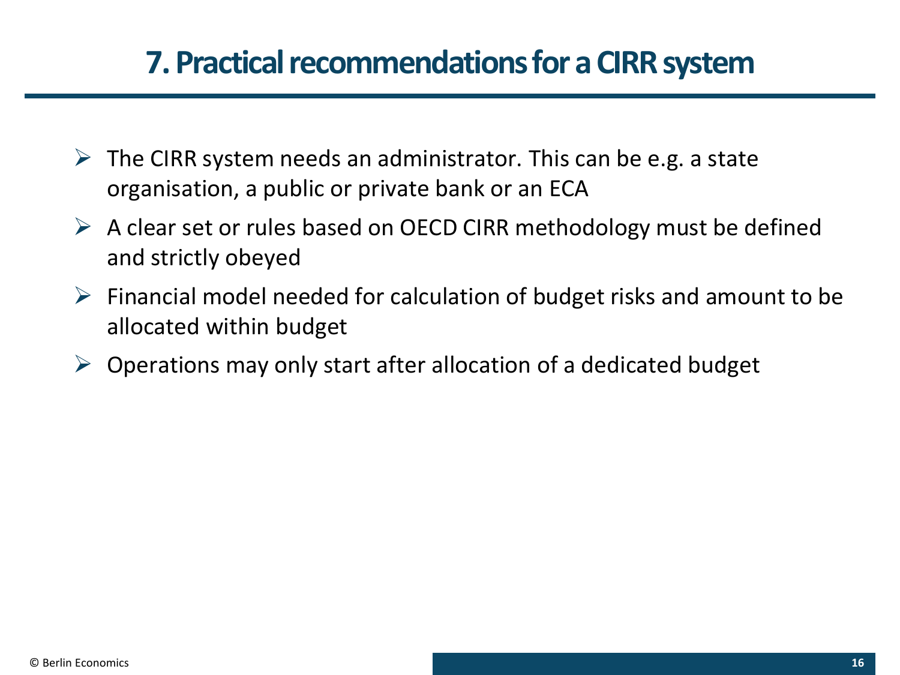# 7. Practical recommendations for a CIRR system

- The CIRR system needs an administrator. This can be e.g. a state organisation, a public or private bank or an ECA
- A clear set or rules based on OECD CIRR methodology must be defined and strictly obeyed
- Financial model needed for calculation of budget risks and amount to be allocated within budget
- Operations may only start after allocation of a dedicated budget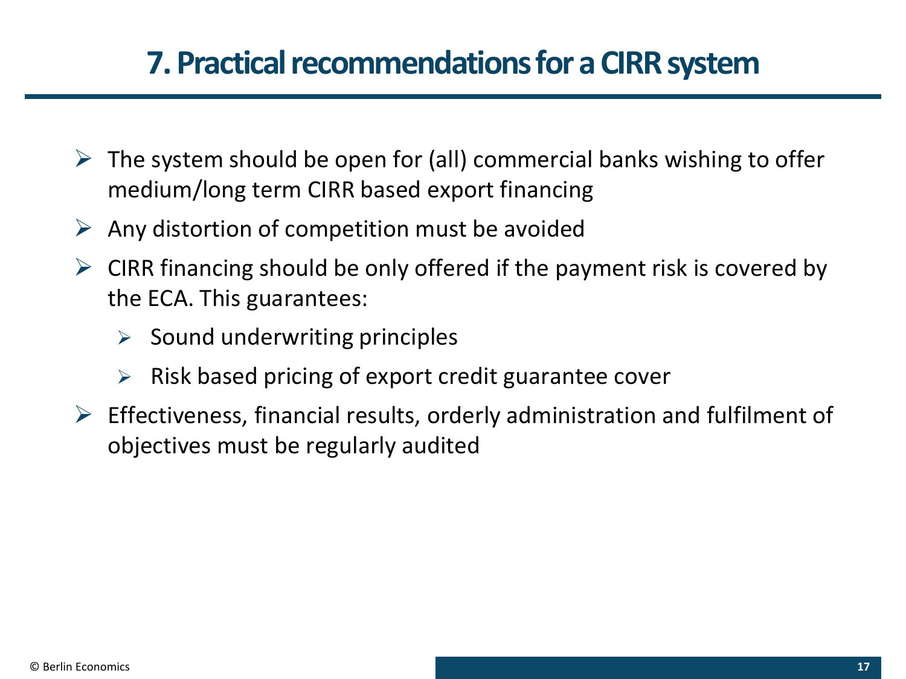# 7. Practical recommendations for a CIRR system

- The system should be open for (all) commercial banks wishing to offer medium/long term CIRR based export financing
- Any distortion of competition must be avoided
- CIRR financing should be only offered if the payment risk is covered by the ECA. This guarantees:
  - Sound underwriting principles
  - Risk based pricing of export credit guarantee cover
- Effectiveness, financial results, orderly administration and fulfilment of objectives must be regularly audited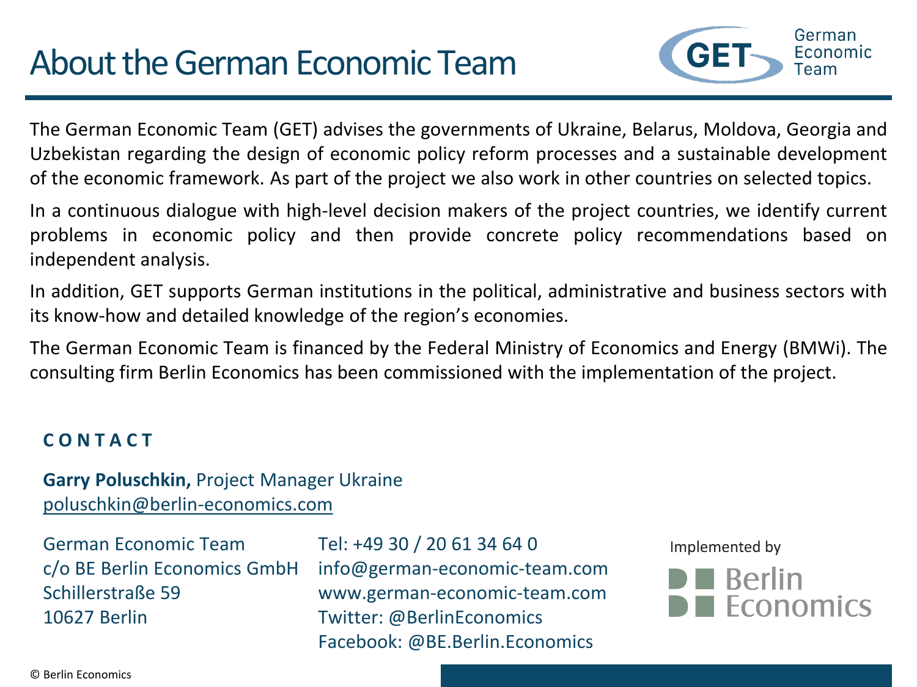# About the German Economic Team

The German Economic Team (GET) advises the governments of Ukraine, Belarus, Moldova, Georgia and Uzbekistan regarding the design of economic policy reform processes and a sustainable development of the economic framework. As part of the project we also work in other countries on selected topics.

In a continuous dialogue with high-level decision makers of the project countries, we identify current problems in economic policy and then provide concrete policy recommendations based on independent analysis.

In addition, GET supports German institutions in the political, administrative and business sectors with its know-how and detailed knowledge of the region's economies.

The German Economic Team is financed by the Federal Ministry of Economics and Energy (BMWi). The consulting firm Berlin Economics has been commissioned with the implementation of the project.

**CONTACT**

**Garry Poluschkin,** Project Manager Ukraine
poluschkin@berlin-economics.com

German Economic Team
c/o BE Berlin Economics GmbH
Schillerstraße 59
10627 Berlin

Tel: +49 30 / 20 61 34 64 0
info@german-economic-team.com
www.german-economic-team.com
Twitter: @BerlinEconomics
Facebook: @BE.Berlin.Economics

Implemented by
Berlin Economics

© Berlin Economics